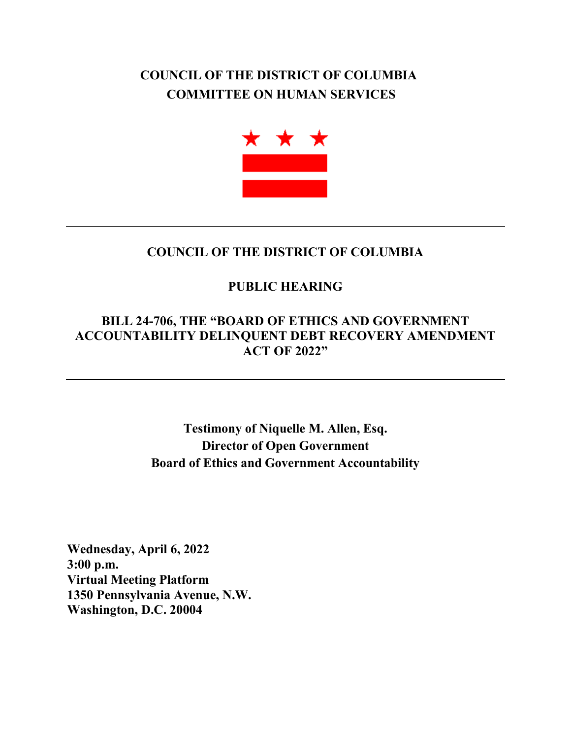**COUNCIL OF THE DISTRICT OF COLUMBIA**
**COMMITTEE ON HUMAN SERVICES**

---

## COUNCIL OF THE DISTRICT OF COLUMBIA

## PUBLIC HEARING

## BILL 24-706, THE "BOARD OF ETHICS AND GOVERNMENT ACCOUNTABILITY DELINQUENT DEBT RECOVERY AMENDMENT ACT OF 2022"

---

**Testimony of Niquelle M. Allen, Esq.**
**Director of Open Government**
**Board of Ethics and Government Accountability**

**Wednesday, April 6, 2022**
**3:00 p.m.**
**Virtual Meeting Platform**
**1350 Pennsylvania Avenue, N.W.**
**Washington, D.C. 20004**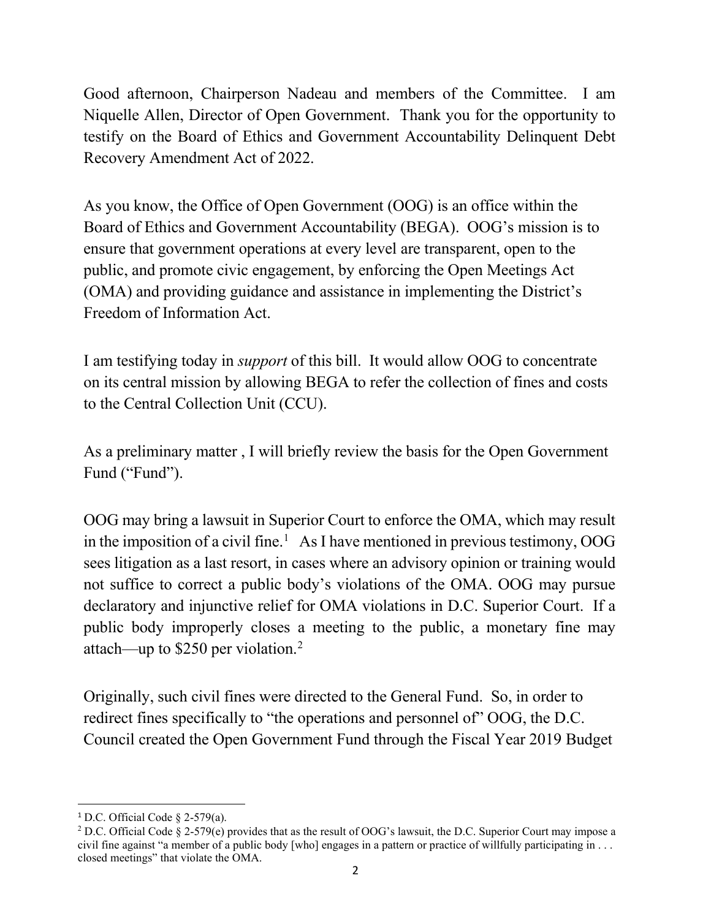Good afternoon, Chairperson Nadeau and members of the Committee. I am Niquelle Allen, Director of Open Government. Thank you for the opportunity to testify on the Board of Ethics and Government Accountability Delinquent Debt Recovery Amendment Act of 2022.

As you know, the Office of Open Government (OOG) is an office within the Board of Ethics and Government Accountability (BEGA). OOG's mission is to ensure that government operations at every level are transparent, open to the public, and promote civic engagement, by enforcing the Open Meetings Act (OMA) and providing guidance and assistance in implementing the District's Freedom of Information Act.

I am testifying today in *support* of this bill. It would allow OOG to concentrate on its central mission by allowing BEGA to refer the collection of fines and costs to the Central Collection Unit (CCU).

As a preliminary matter , I will briefly review the basis for the Open Government Fund ("Fund").

OOG may bring a lawsuit in Superior Court to enforce the OMA, which may result in the imposition of a civil fine.[1] As I have mentioned in previous testimony, OOG sees litigation as a last resort, in cases where an advisory opinion or training would not suffice to correct a public body's violations of the OMA. OOG may pursue declaratory and injunctive relief for OMA violations in D.C. Superior Court. If a public body improperly closes a meeting to the public, a monetary fine may attach—up to $250 per violation.[2]

Originally, such civil fines were directed to the General Fund. So, in order to redirect fines specifically to "the operations and personnel of" OOG, the D.C. Council created the Open Government Fund through the Fiscal Year 2019 Budget

---

[1] D.C. Official Code § 2-579(a).

[2] D.C. Official Code § 2-579(e) provides that as the result of OOG's lawsuit, the D.C. Superior Court may impose a civil fine against "a member of a public body [who] engages in a pattern or practice of willfully participating in . . . closed meetings" that violate the OMA.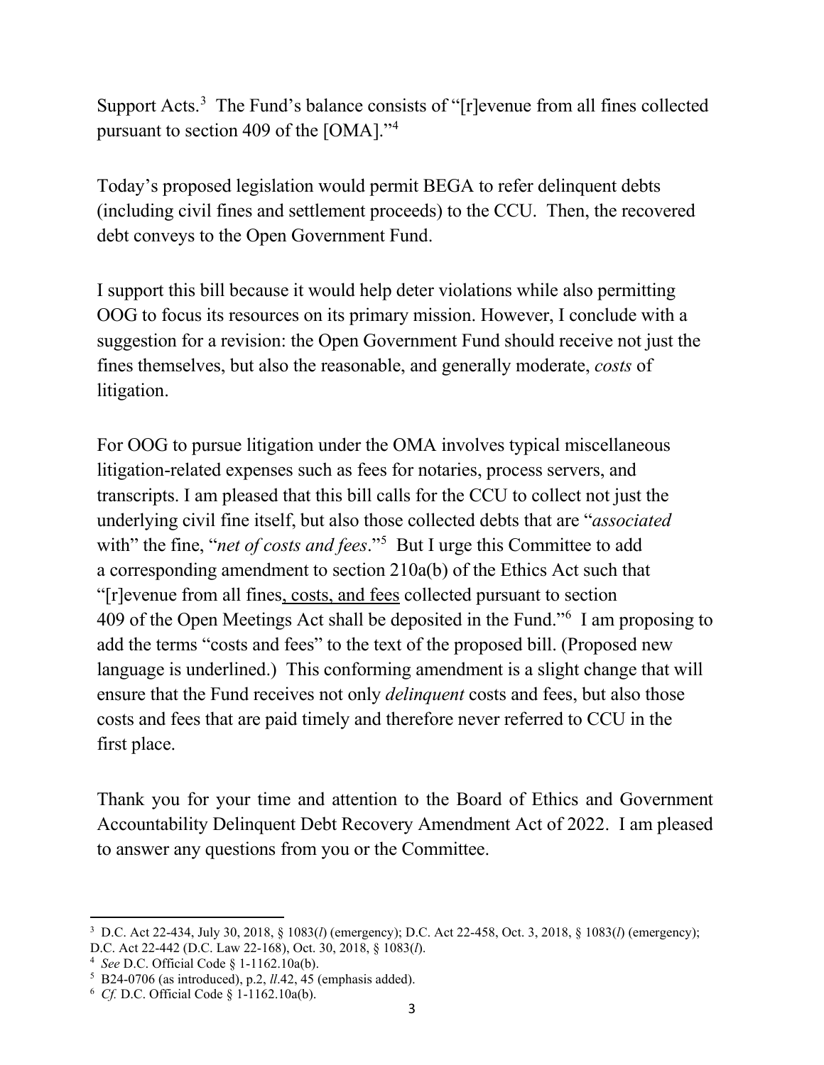Support Acts.[3] The Fund's balance consists of "[r]evenue from all fines collected pursuant to section 409 of the [OMA]."[4]

Today's proposed legislation would permit BEGA to refer delinquent debts (including civil fines and settlement proceeds) to the CCU. Then, the recovered debt conveys to the Open Government Fund.

I support this bill because it would help deter violations while also permitting OOG to focus its resources on its primary mission. However, I conclude with a suggestion for a revision: the Open Government Fund should receive not just the fines themselves, but also the reasonable, and generally moderate, *costs* of litigation.

For OOG to pursue litigation under the OMA involves typical miscellaneous litigation-related expenses such as fees for notaries, process servers, and transcripts. I am pleased that this bill calls for the CCU to collect not just the underlying civil fine itself, but also those collected debts that are "*associated* with" the fine, "*net of costs and fees*."[5] But I urge this Committee to add a corresponding amendment to section 210a(b) of the Ethics Act such that "[r]evenue from all fines<u>, costs, and fees</u> collected pursuant to section 409 of the Open Meetings Act shall be deposited in the Fund."[6] I am proposing to add the terms "costs and fees" to the text of the proposed bill. (Proposed new language is underlined.) This conforming amendment is a slight change that will ensure that the Fund receives not only *delinquent* costs and fees, but also those costs and fees that are paid timely and therefore never referred to CCU in the first place.

Thank you for your time and attention to the Board of Ethics and Government Accountability Delinquent Debt Recovery Amendment Act of 2022. I am pleased to answer any questions from you or the Committee.

---

[3] D.C. Act 22-434, July 30, 2018, § 1083(*l*) (emergency); D.C. Act 22-458, Oct. 3, 2018, § 1083(*l*) (emergency); D.C. Act 22-442 (D.C. Law 22-168), Oct. 30, 2018, § 1083(*l*).

[4] *See* D.C. Official Code § 1-1162.10a(b).

[5] B24-0706 (as introduced), p.2, *ll*.42, 45 (emphasis added).

[6] *Cf.* D.C. Official Code § 1-1162.10a(b).